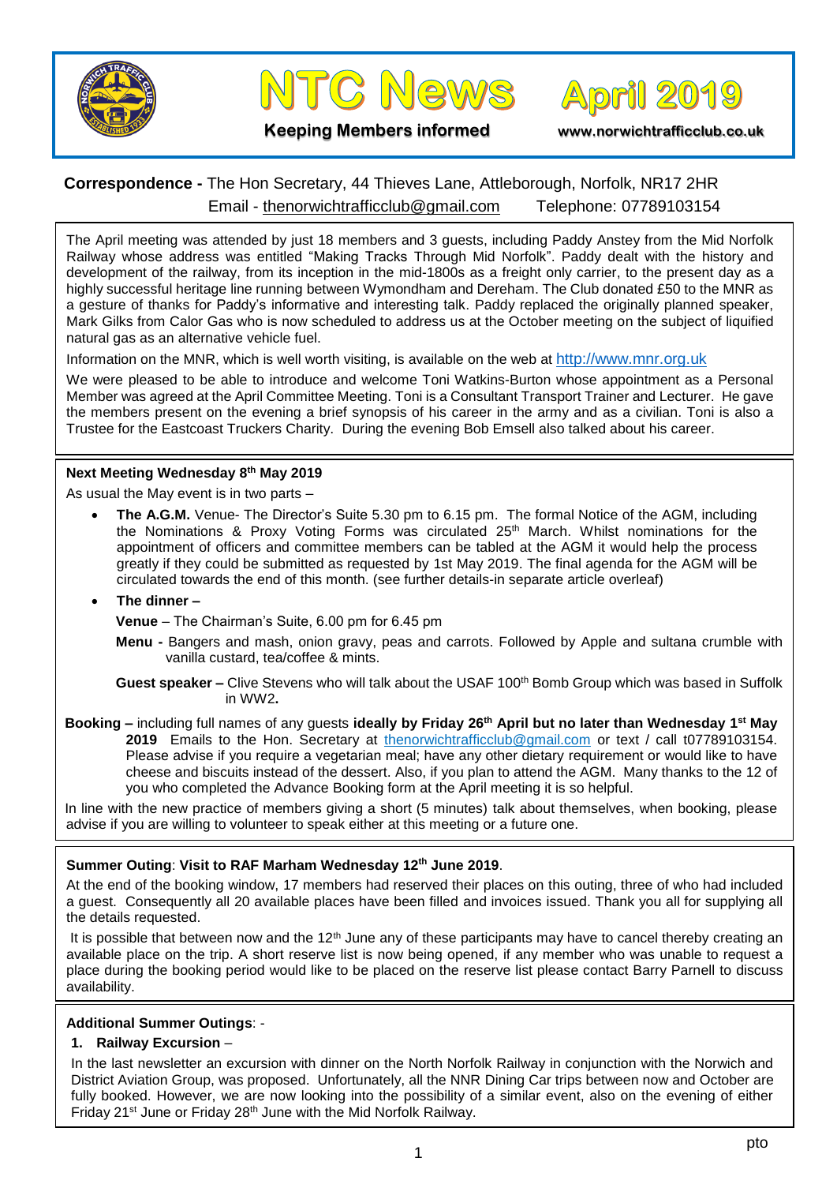# NTC News April 2019

**Keeping Members informed** www.norwichtrafficclub.co.uk

**Correspondence -** The Hon Secretary, 44 Thieves Lane, Attleborough, Norfolk, NR17 2HR
Email - thenorwichtrafficclub@gmail.com Telephone: 07789103154

The April meeting was attended by just 18 members and 3 guests, including Paddy Anstey from the Mid Norfolk Railway whose address was entitled "Making Tracks Through Mid Norfolk". Paddy dealt with the history and development of the railway, from its inception in the mid-1800s as a freight only carrier, to the present day as a highly successful heritage line running between Wymondham and Dereham. The Club donated £50 to the MNR as a gesture of thanks for Paddy's informative and interesting talk. Paddy replaced the originally planned speaker, Mark Gilks from Calor Gas who is now scheduled to address us at the October meeting on the subject of liquified natural gas as an alternative vehicle fuel.

Information on the MNR, which is well worth visiting, is available on the web at http://www.mnr.org.uk

We were pleased to be able to introduce and welcome Toni Watkins-Burton whose appointment as a Personal Member was agreed at the April Committee Meeting. Toni is a Consultant Transport Trainer and Lecturer. He gave the members present on the evening a brief synopsis of his career in the army and as a civilian. Toni is also a Trustee for the Eastcoast Truckers Charity. During the evening Bob Emsell also talked about his career.

### Next Meeting Wednesday 8th May 2019

As usual the May event is in two parts –

- **The A.G.M.** Venue- The Director's Suite 5.30 pm to 6.15 pm. The formal Notice of the AGM, including the Nominations & Proxy Voting Forms was circulated 25th March. Whilst nominations for the appointment of officers and committee members can be tabled at the AGM it would help the process greatly if they could be submitted as requested by 1st May 2019. The final agenda for the AGM will be circulated towards the end of this month. (see further details-in separate article overleaf)
- **The dinner –**

  **Venue** – The Chairman's Suite, 6.00 pm for 6.45 pm

  **Menu -** Bangers and mash, onion gravy, peas and carrots. Followed by Apple and sultana crumble with vanilla custard, tea/coffee & mints.

  **Guest speaker –** Clive Stevens who will talk about the USAF 100th Bomb Group which was based in Suffolk in WW2**.**

**Booking –** including full names of any guests **ideally by Friday 26th April but no later than Wednesday 1st May 2019** Emails to the Hon. Secretary at thenorwichtrafficclub@gmail.com or text / call t07789103154. Please advise if you require a vegetarian meal; have any other dietary requirement or would like to have cheese and biscuits instead of the dessert. Also, if you plan to attend the AGM. Many thanks to the 12 of you who completed the Advance Booking form at the April meeting it is so helpful.

In line with the new practice of members giving a short (5 minutes) talk about themselves, when booking, please advise if you are willing to volunteer to speak either at this meeting or a future one.

### Summer Outing: Visit to RAF Marham Wednesday 12th June 2019.

At the end of the booking window, 17 members had reserved their places on this outing, three of who had included a guest. Consequently all 20 available places have been filled and invoices issued. Thank you all for supplying all the details requested.

It is possible that between now and the 12th June any of these participants may have to cancel thereby creating an available place on the trip. A short reserve list is now being opened, if any member who was unable to request a place during the booking period would like to be placed on the reserve list please contact Barry Parnell to discuss availability.

### Additional Summer Outings: -

**1. Railway Excursion** –

In the last newsletter an excursion with dinner on the North Norfolk Railway in conjunction with the Norwich and District Aviation Group, was proposed. Unfortunately, all the NNR Dining Car trips between now and October are fully booked. However, we are now looking into the possibility of a similar event, also on the evening of either Friday 21st June or Friday 28th June with the Mid Norfolk Railway.

pto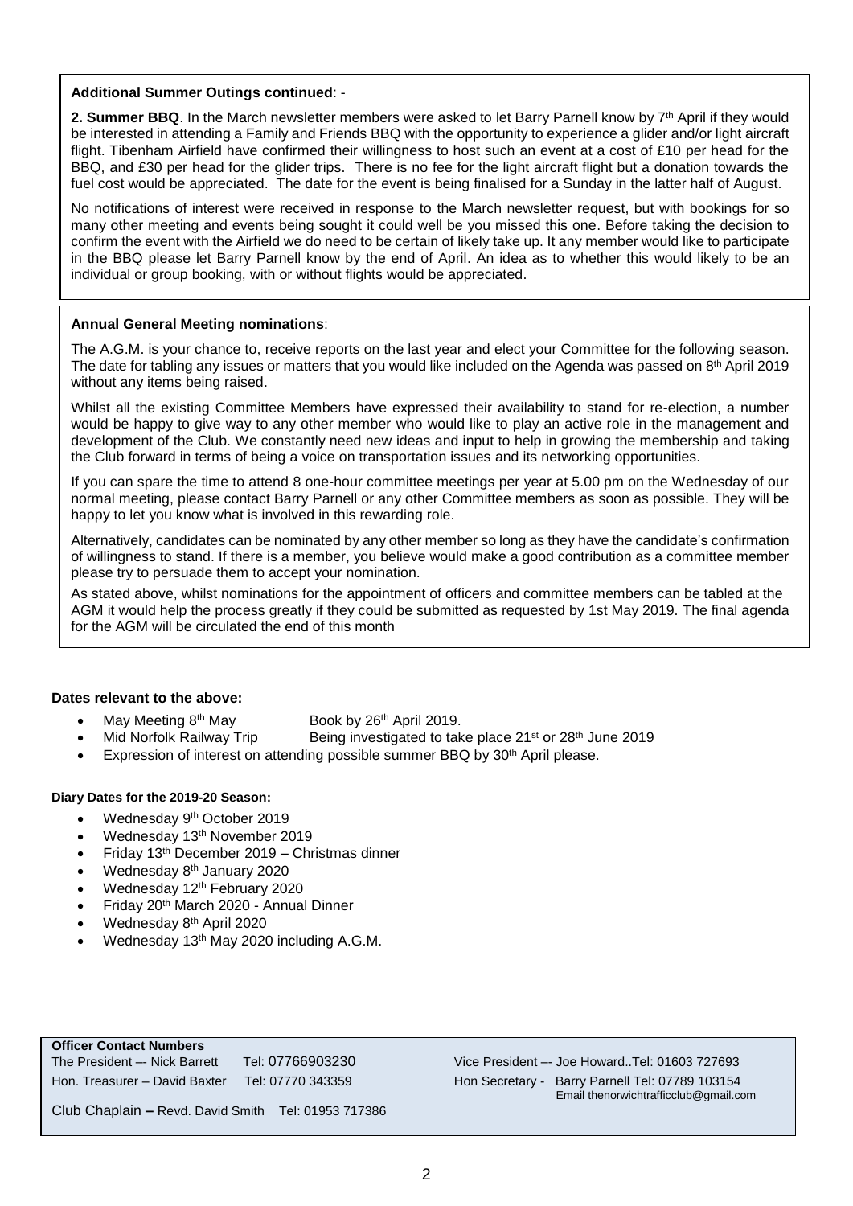**Additional Summer Outings continued**: -

**2. Summer BBQ**. In the March newsletter members were asked to let Barry Parnell know by 7th April if they would be interested in attending a Family and Friends BBQ with the opportunity to experience a glider and/or light aircraft flight. Tibenham Airfield have confirmed their willingness to host such an event at a cost of £10 per head for the BBQ, and £30 per head for the glider trips. There is no fee for the light aircraft flight but a donation towards the fuel cost would be appreciated. The date for the event is being finalised for a Sunday in the latter half of August.

No notifications of interest were received in response to the March newsletter request, but with bookings for so many other meeting and events being sought it could well be you missed this one. Before taking the decision to confirm the event with the Airfield we do need to be certain of likely take up. It any member would like to participate in the BBQ please let Barry Parnell know by the end of April. An idea as to whether this would likely to be an individual or group booking, with or without flights would be appreciated.

**Annual General Meeting nominations**:

The A.G.M. is your chance to, receive reports on the last year and elect your Committee for the following season. The date for tabling any issues or matters that you would like included on the Agenda was passed on 8th April 2019 without any items being raised.

Whilst all the existing Committee Members have expressed their availability to stand for re-election, a number would be happy to give way to any other member who would like to play an active role in the management and development of the Club. We constantly need new ideas and input to help in growing the membership and taking the Club forward in terms of being a voice on transportation issues and its networking opportunities.

If you can spare the time to attend 8 one-hour committee meetings per year at 5.00 pm on the Wednesday of our normal meeting, please contact Barry Parnell or any other Committee members as soon as possible. They will be happy to let you know what is involved in this rewarding role.

Alternatively, candidates can be nominated by any other member so long as they have the candidate's confirmation of willingness to stand. If there is a member, you believe would make a good contribution as a committee member please try to persuade them to accept your nomination.

As stated above, whilst nominations for the appointment of officers and committee members can be tabled at the AGM it would help the process greatly if they could be submitted as requested by 1st May 2019. The final agenda for the AGM will be circulated the end of this month

**Dates relevant to the above:**

- May Meeting 8th May — Book by 26th April 2019.
- Mid Norfolk Railway Trip — Being investigated to take place 21st or 28th June 2019
- Expression of interest on attending possible summer BBQ by 30th April please.

**Diary Dates for the 2019-20 Season:**

- Wednesday 9th October 2019
- Wednesday 13th November 2019
- Friday 13th December 2019 – Christmas dinner
- Wednesday 8th January 2020
- Wednesday 12th February 2020
- Friday 20th March 2020 - Annual Dinner
- Wednesday 8th April 2020
- Wednesday 13th May 2020 including A.G.M.

**Officer Contact Numbers**

The President –- Nick Barrett Tel: 07766903230

Vice President –- Joe Howard..Tel: 01603 727693

Hon. Treasurer – David Baxter Tel: 07770 343359

Hon Secretary - Barry Parnell Tel: 07789 103154
Email thenorwichtrafficclub@gmail.com

Club Chaplain – Revd. David Smith Tel: 01953 717386